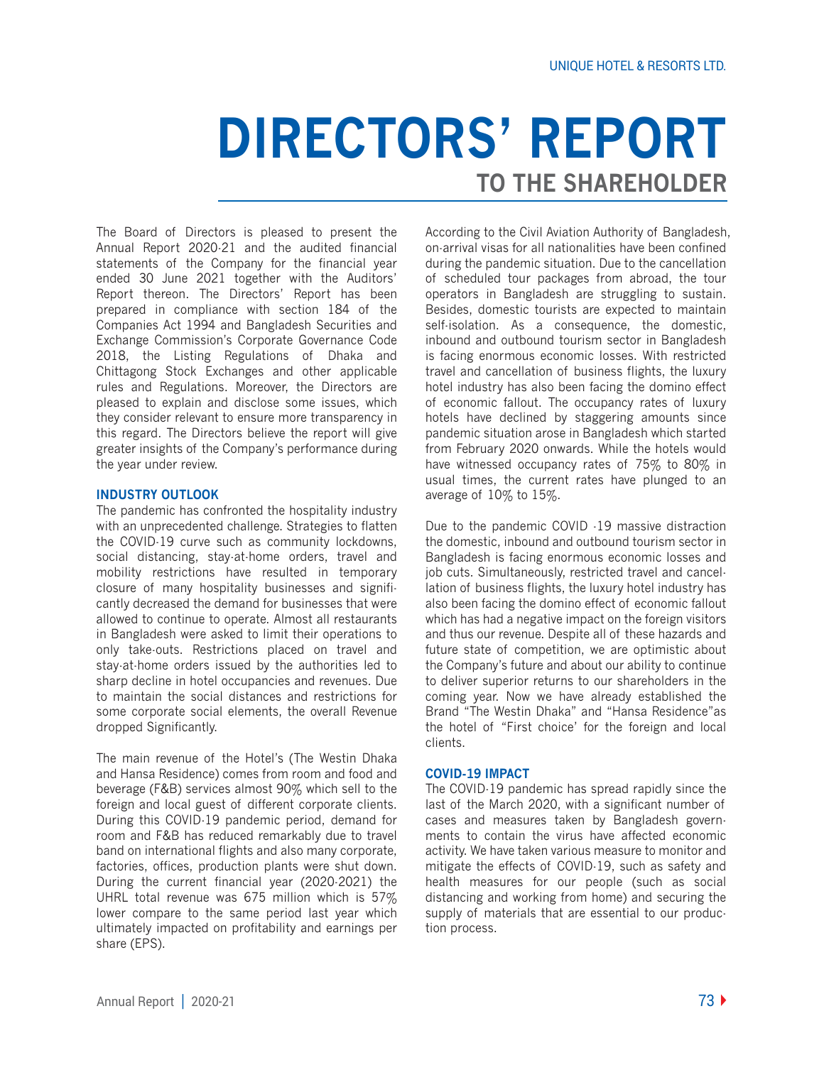# DIRECTORS' REPORT
## TO THE SHAREHOLDER

The Board of Directors is pleased to present the Annual Report 2020-21 and the audited financial statements of the Company for the financial year ended 30 June 2021 together with the Auditors' Report thereon. The Directors' Report has been prepared in compliance with section 184 of the Companies Act 1994 and Bangladesh Securities and Exchange Commission's Corporate Governance Code 2018, the Listing Regulations of Dhaka and Chittagong Stock Exchanges and other applicable rules and Regulations. Moreover, the Directors are pleased to explain and disclose some issues, which they consider relevant to ensure more transparency in this regard. The Directors believe the report will give greater insights of the Company's performance during the year under review.

### INDUSTRY OUTLOOK

The pandemic has confronted the hospitality industry with an unprecedented challenge. Strategies to flatten the COVID-19 curve such as community lockdowns, social distancing, stay-at-home orders, travel and mobility restrictions have resulted in temporary closure of many hospitality businesses and significantly decreased the demand for businesses that were allowed to continue to operate. Almost all restaurants in Bangladesh were asked to limit their operations to only take-outs. Restrictions placed on travel and stay-at-home orders issued by the authorities led to sharp decline in hotel occupancies and revenues. Due to maintain the social distances and restrictions for some corporate social elements, the overall Revenue dropped Significantly.

The main revenue of the Hotel's (The Westin Dhaka and Hansa Residence) comes from room and food and beverage (F&B) services almost 90% which sell to the foreign and local guest of different corporate clients. During this COVID-19 pandemic period, demand for room and F&B has reduced remarkably due to travel band on international flights and also many corporate, factories, offices, production plants were shut down. During the current financial year (2020-2021) the UHRL total revenue was 675 million which is 57% lower compare to the same period last year which ultimately impacted on profitability and earnings per share (EPS).

According to the Civil Aviation Authority of Bangladesh, on-arrival visas for all nationalities have been confined during the pandemic situation. Due to the cancellation of scheduled tour packages from abroad, the tour operators in Bangladesh are struggling to sustain. Besides, domestic tourists are expected to maintain self-isolation. As a consequence, the domestic, inbound and outbound tourism sector in Bangladesh is facing enormous economic losses. With restricted travel and cancellation of business flights, the luxury hotel industry has also been facing the domino effect of economic fallout. The occupancy rates of luxury hotels have declined by staggering amounts since pandemic situation arose in Bangladesh which started from February 2020 onwards. While the hotels would have witnessed occupancy rates of 75% to 80% in usual times, the current rates have plunged to an average of 10% to 15%.

Due to the pandemic COVID -19 massive distraction the domestic, inbound and outbound tourism sector in Bangladesh is facing enormous economic losses and job cuts. Simultaneously, restricted travel and cancellation of business flights, the luxury hotel industry has also been facing the domino effect of economic fallout which has had a negative impact on the foreign visitors and thus our revenue. Despite all of these hazards and future state of competition, we are optimistic about the Company's future and about our ability to continue to deliver superior returns to our shareholders in the coming year. Now we have already established the Brand "The Westin Dhaka" and "Hansa Residence"as the hotel of "First choice' for the foreign and local clients.

### COVID-19 IMPACT

The COVID-19 pandemic has spread rapidly since the last of the March 2020, with a significant number of cases and measures taken by Bangladesh governments to contain the virus have affected economic activity. We have taken various measure to monitor and mitigate the effects of COVID-19, such as safety and health measures for our people (such as social distancing and working from home) and securing the supply of materials that are essential to our production process.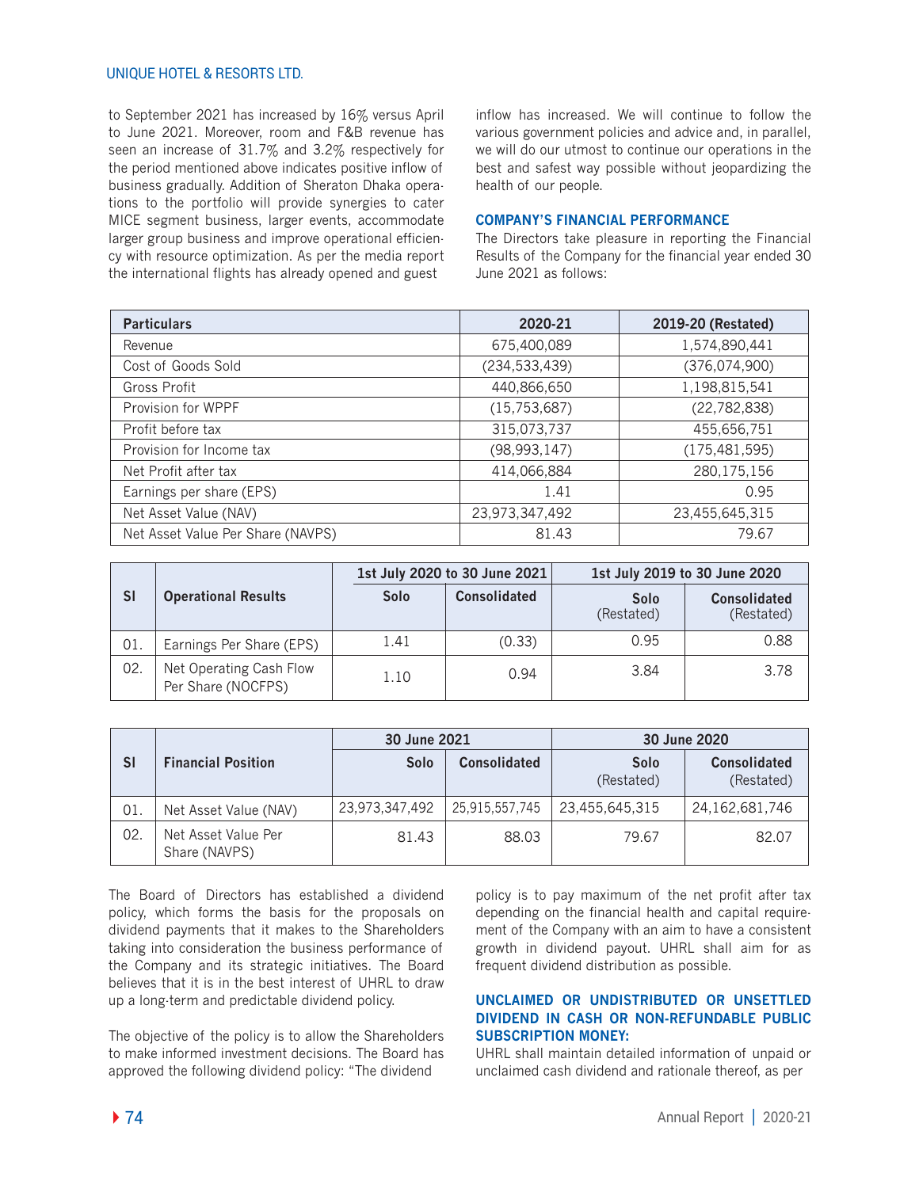to September 2021 has increased by 16% versus April to June 2021. Moreover, room and F&B revenue has seen an increase of 31.7% and 3.2% respectively for the period mentioned above indicates positive inflow of business gradually. Addition of Sheraton Dhaka operations to the portfolio will provide synergies to cater MICE segment business, larger events, accommodate larger group business and improve operational efficiency with resource optimization. As per the media report the international flights has already opened and guest inflow has increased. We will continue to follow the various government policies and advice and, in parallel, we will do our utmost to continue our operations in the best and safest way possible without jeopardizing the health of our people.

## COMPANY'S FINANCIAL PERFORMANCE

The Directors take pleasure in reporting the Financial Results of the Company for the financial year ended 30 June 2021 as follows:

| Particulars | 2020-21 | 2019-20 (Restated) |
|---|---|---|
| Revenue | 675,400,089 | 1,574,890,441 |
| Cost of Goods Sold | (234,533,439) | (376,074,900) |
| Gross Profit | 440,866,650 | 1,198,815,541 |
| Provision for WPPF | (15,753,687) | (22,782,838) |
| Profit before tax | 315,073,737 | 455,656,751 |
| Provision for Income tax | (98,993,147) | (175,481,595) |
| Net Profit after tax | 414,066,884 | 280,175,156 |
| Earnings per share (EPS) | 1.41 | 0.95 |
| Net Asset Value (NAV) | 23,973,347,492 | 23,455,645,315 |
| Net Asset Value Per Share (NAVPS) | 81.43 | 79.67 |

| Sl | Operational Results | 1st July 2020 to 30 June 2021 | | 1st July 2019 to 30 June 2020 | |
|---|---|---|---|---|---|
| | | Solo | Consolidated | Solo (Restated) | Consolidated (Restated) |
| 01. | Earnings Per Share (EPS) | 1.41 | (0.33) | 0.95 | 0.88 |
| 02. | Net Operating Cash Flow Per Share (NOCFPS) | 1.10 | 0.94 | 3.84 | 3.78 |

| Sl | Financial Position | 30 June 2021 | | 30 June 2020 | |
|---|---|---|---|---|---|
| | | Solo | Consolidated | Solo (Restated) | Consolidated (Restated) |
| 01. | Net Asset Value (NAV) | 23,973,347,492 | 25,915,557,745 | 23,455,645,315 | 24,162,681,746 |
| 02. | Net Asset Value Per Share (NAVPS) | 81.43 | 88.03 | 79.67 | 82.07 |

The Board of Directors has established a dividend policy, which forms the basis for the proposals on dividend payments that it makes to the Shareholders taking into consideration the business performance of the Company and its strategic initiatives. The Board believes that it is in the best interest of UHRL to draw up a long-term and predictable dividend policy.

The objective of the policy is to allow the Shareholders to make informed investment decisions. The Board has approved the following dividend policy: "The dividend policy is to pay maximum of the net profit after tax depending on the financial health and capital requirement of the Company with an aim to have a consistent growth in dividend payout. UHRL shall aim for as frequent dividend distribution as possible.

## UNCLAIMED OR UNDISTRIBUTED OR UNSETTLED DIVIDEND IN CASH OR NON-REFUNDABLE PUBLIC SUBSCRIPTION MONEY:

UHRL shall maintain detailed information of unpaid or unclaimed cash dividend and rationale thereof, as per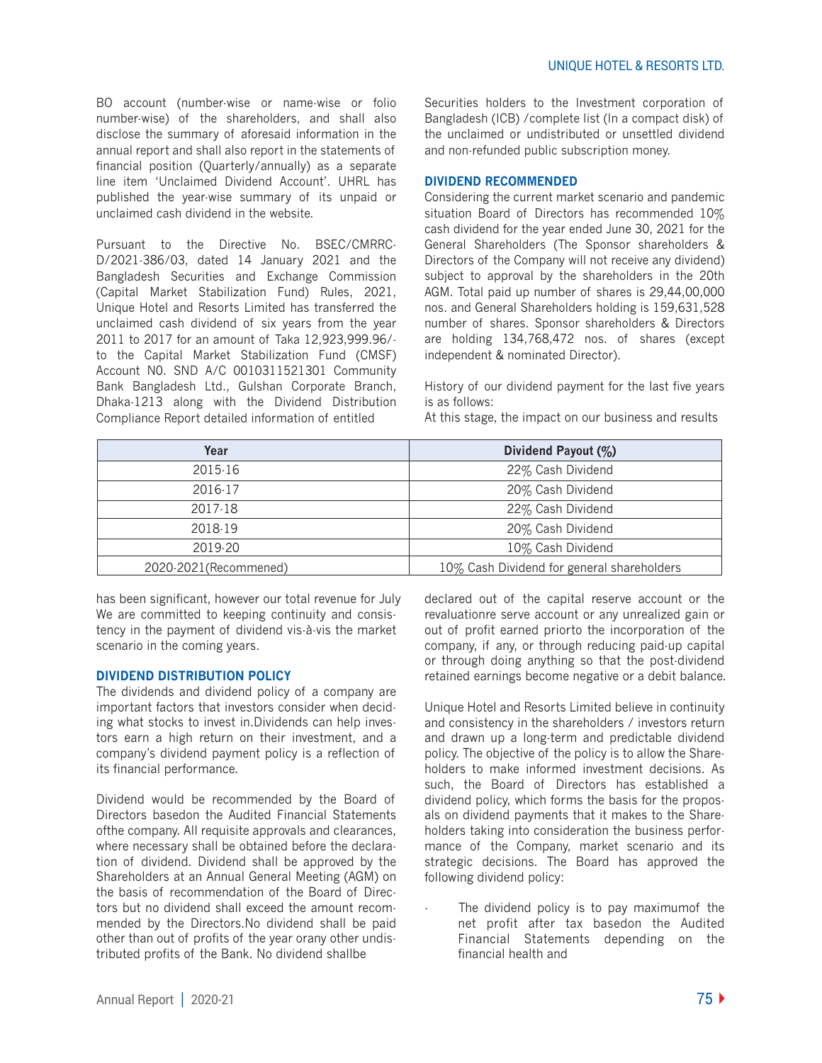BO account (number-wise or name-wise or folio number-wise) of the shareholders, and shall also disclose the summary of aforesaid information in the annual report and shall also report in the statements of financial position (Quarterly/annually) as a separate line item 'Unclaimed Dividend Account'. UHRL has published the year-wise summary of its unpaid or unclaimed cash dividend in the website.

Pursuant to the Directive No. BSEC/CMRRC-D/2021-386/03, dated 14 January 2021 and the Bangladesh Securities and Exchange Commission (Capital Market Stabilization Fund) Rules, 2021, Unique Hotel and Resorts Limited has transferred the unclaimed cash dividend of six years from the year 2011 to 2017 for an amount of Taka 12,923,999.96/- to the Capital Market Stabilization Fund (CMSF) Account N0. SND A/C 0010311521301 Community Bank Bangladesh Ltd., Gulshan Corporate Branch, Dhaka-1213 along with the Dividend Distribution Compliance Report detailed information of entitled Securities holders to the Investment corporation of Bangladesh (ICB) /complete list (In a compact disk) of the unclaimed or undistributed or unsettled dividend and non-refunded public subscription money.

### DIVIDEND RECOMMENDED

Considering the current market scenario and pandemic situation Board of Directors has recommended 10% cash dividend for the year ended June 30, 2021 for the General Shareholders (The Sponsor shareholders & Directors of the Company will not receive any dividend) subject to approval by the shareholders in the 20th AGM. Total paid up number of shares is 29,44,00,000 nos. and General Shareholders holding is 159,631,528 number of shares. Sponsor shareholders & Directors are holding 134,768,472 nos. of shares (except independent & nominated Director).

History of our dividend payment for the last five years is as follows:

At this stage, the impact on our business and results

| Year | Dividend Payout (%) |
|---|---|
| 2015-16 | 22% Cash Dividend |
| 2016-17 | 20% Cash Dividend |
| 2017-18 | 22% Cash Dividend |
| 2018-19 | 20% Cash Dividend |
| 2019-20 | 10% Cash Dividend |
| 2020-2021(Recommened) | 10% Cash Dividend for general shareholders |

has been significant, however our total revenue for July We are committed to keeping continuity and consistency in the payment of dividend vis-à-vis the market scenario in the coming years.

### DIVIDEND DISTRIBUTION POLICY

The dividends and dividend policy of a company are important factors that investors consider when deciding what stocks to invest in.Dividends can help investors earn a high return on their investment, and a company's dividend payment policy is a reflection of its financial performance.

Dividend would be recommended by the Board of Directors basedon the Audited Financial Statements ofthe company. All requisite approvals and clearances, where necessary shall be obtained before the declaration of dividend. Dividend shall be approved by the Shareholders at an Annual General Meeting (AGM) on the basis of recommendation of the Board of Directors but no dividend shall exceed the amount recommended by the Directors.No dividend shall be paid other than out of profits of the year orany other undistributed profits of the Bank. No dividend shallbe declared out of the capital reserve account or the revaluationre serve account or any unrealized gain or out of profit earned priorto the incorporation of the company, if any, or through reducing paid-up capital or through doing anything so that the post-dividend retained earnings become negative or a debit balance.

Unique Hotel and Resorts Limited believe in continuity and consistency in the shareholders / investors return and drawn up a long-term and predictable dividend policy. The objective of the policy is to allow the Shareholders to make informed investment decisions. As such, the Board of Directors has established a dividend policy, which forms the basis for the proposals on dividend payments that it makes to the Shareholders taking into consideration the business performance of the Company, market scenario and its strategic decisions. The Board has approved the following dividend policy:

- The dividend policy is to pay maximumof the net profit after tax basedon the Audited Financial Statements depending on the financial health and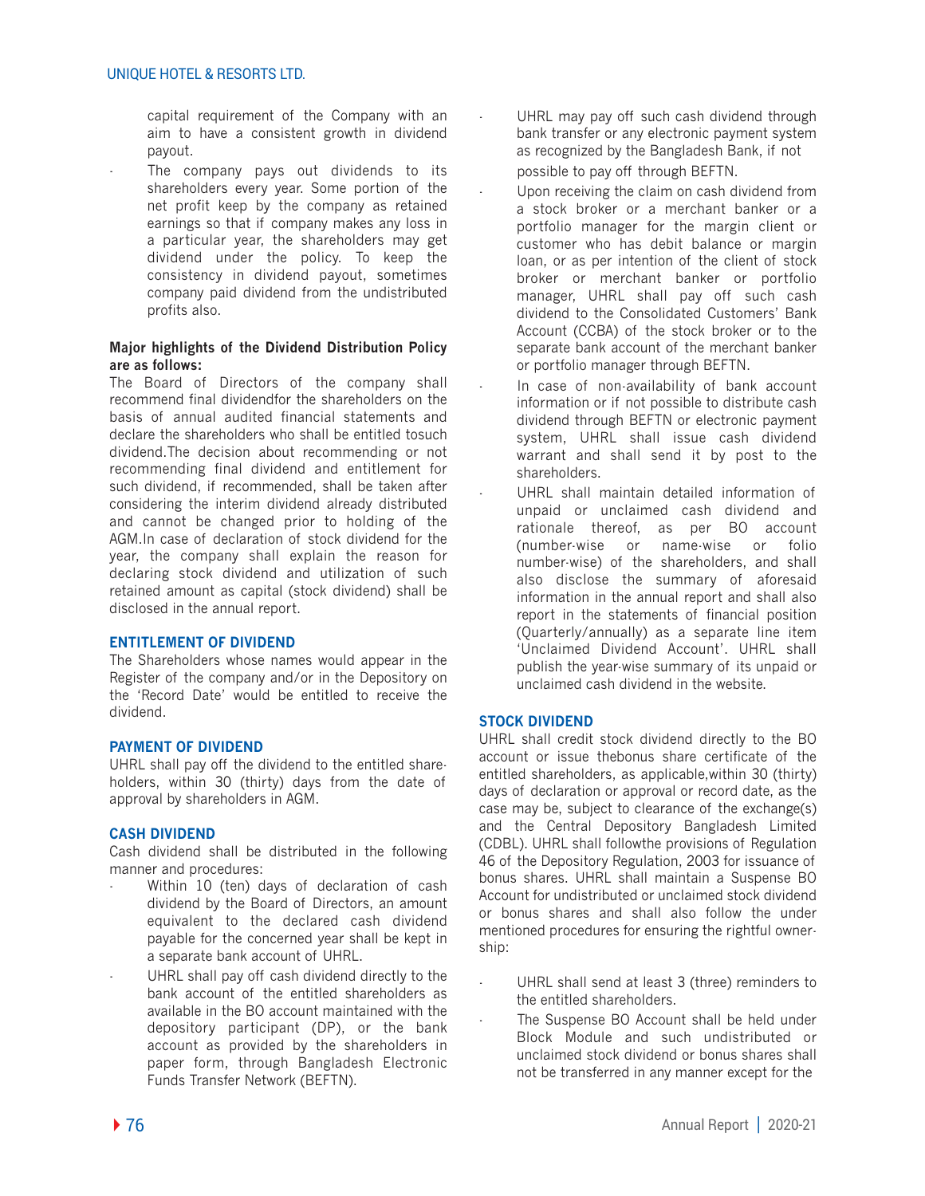capital requirement of the Company with an aim to have a consistent growth in dividend payout.

- The company pays out dividends to its shareholders every year. Some portion of the net profit keep by the company as retained earnings so that if company makes any loss in a particular year, the shareholders may get dividend under the policy. To keep the consistency in dividend payout, sometimes company paid dividend from the undistributed profits also.

**Major highlights of the Dividend Distribution Policy are as follows:**

The Board of Directors of the company shall recommend final dividendfor the shareholders on the basis of annual audited financial statements and declare the shareholders who shall be entitled tosuch dividend.The decision about recommending or not recommending final dividend and entitlement for such dividend, if recommended, shall be taken after considering the interim dividend already distributed and cannot be changed prior to holding of the AGM.In case of declaration of stock dividend for the year, the company shall explain the reason for declaring stock dividend and utilization of such retained amount as capital (stock dividend) shall be disclosed in the annual report.

## ENTITLEMENT OF DIVIDEND

The Shareholders whose names would appear in the Register of the company and/or in the Depository on the 'Record Date' would be entitled to receive the dividend.

## PAYMENT OF DIVIDEND

UHRL shall pay off the dividend to the entitled shareholders, within 30 (thirty) days from the date of approval by shareholders in AGM.

## CASH DIVIDEND

Cash dividend shall be distributed in the following manner and procedures:

- Within 10 (ten) days of declaration of cash dividend by the Board of Directors, an amount equivalent to the declared cash dividend payable for the concerned year shall be kept in a separate bank account of UHRL.
- UHRL shall pay off cash dividend directly to the bank account of the entitled shareholders as available in the BO account maintained with the depository participant (DP), or the bank account as provided by the shareholders in paper form, through Bangladesh Electronic Funds Transfer Network (BEFTN).
- UHRL may pay off such cash dividend through bank transfer or any electronic payment system as recognized by the Bangladesh Bank, if not possible to pay off through BEFTN.
- Upon receiving the claim on cash dividend from a stock broker or a merchant banker or a portfolio manager for the margin client or customer who has debit balance or margin loan, or as per intention of the client of stock broker or merchant banker or portfolio manager, UHRL shall pay off such cash dividend to the Consolidated Customers' Bank Account (CCBA) of the stock broker or to the separate bank account of the merchant banker or portfolio manager through BEFTN.
- In case of non-availability of bank account information or if not possible to distribute cash dividend through BEFTN or electronic payment system, UHRL shall issue cash dividend warrant and shall send it by post to the shareholders.
- UHRL shall maintain detailed information of unpaid or unclaimed cash dividend and rationale thereof, as per BO account (number-wise or name-wise or folio number-wise) of the shareholders, and shall also disclose the summary of aforesaid information in the annual report and shall also report in the statements of financial position (Quarterly/annually) as a separate line item 'Unclaimed Dividend Account'. UHRL shall publish the year-wise summary of its unpaid or unclaimed cash dividend in the website.

## STOCK DIVIDEND

UHRL shall credit stock dividend directly to the BO account or issue thebonus share certificate of the entitled shareholders, as applicable,within 30 (thirty) days of declaration or approval or record date, as the case may be, subject to clearance of the exchange(s) and the Central Depository Bangladesh Limited (CDBL). UHRL shall followthe provisions of Regulation 46 of the Depository Regulation, 2003 for issuance of bonus shares. UHRL shall maintain a Suspense BO Account for undistributed or unclaimed stock dividend or bonus shares and shall also follow the under mentioned procedures for ensuring the rightful ownership:

- UHRL shall send at least 3 (three) reminders to the entitled shareholders.
- The Suspense BO Account shall be held under Block Module and such undistributed or unclaimed stock dividend or bonus shares shall not be transferred in any manner except for the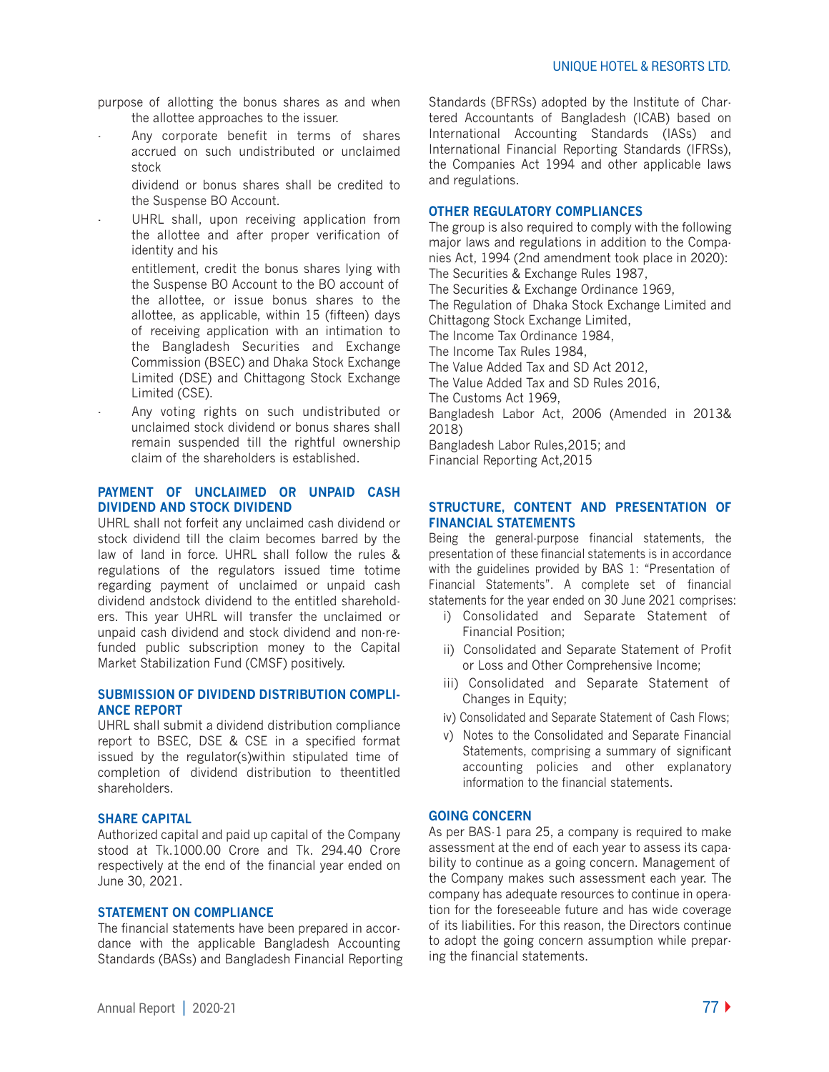purpose of allotting the bonus shares as and when the allottee approaches to the issuer.

- Any corporate benefit in terms of shares accrued on such undistributed or unclaimed stock

  dividend or bonus shares shall be credited to the Suspense BO Account.

- UHRL shall, upon receiving application from the allottee and after proper verification of identity and his

  entitlement, credit the bonus shares lying with the Suspense BO Account to the BO account of the allottee, or issue bonus shares to the allottee, as applicable, within 15 (fifteen) days of receiving application with an intimation to the Bangladesh Securities and Exchange Commission (BSEC) and Dhaka Stock Exchange Limited (DSE) and Chittagong Stock Exchange Limited (CSE).

- Any voting rights on such undistributed or unclaimed stock dividend or bonus shares shall remain suspended till the rightful ownership claim of the shareholders is established.

### PAYMENT OF UNCLAIMED OR UNPAID CASH DIVIDEND AND STOCK DIVIDEND

UHRL shall not forfeit any unclaimed cash dividend or stock dividend till the claim becomes barred by the law of land in force. UHRL shall follow the rules & regulations of the regulators issued time totime regarding payment of unclaimed or unpaid cash dividend andstock dividend to the entitled shareholders. This year UHRL will transfer the unclaimed or unpaid cash dividend and stock dividend and non-refunded public subscription money to the Capital Market Stabilization Fund (CMSF) positively.

### SUBMISSION OF DIVIDEND DISTRIBUTION COMPLIANCE REPORT

UHRL shall submit a dividend distribution compliance report to BSEC, DSE & CSE in a specified format issued by the regulator(s)within stipulated time of completion of dividend distribution to theentitled shareholders.

### SHARE CAPITAL

Authorized capital and paid up capital of the Company stood at Tk.1000.00 Crore and Tk. 294.40 Crore respectively at the end of the financial year ended on June 30, 2021.

### STATEMENT ON COMPLIANCE

The financial statements have been prepared in accordance with the applicable Bangladesh Accounting Standards (BASs) and Bangladesh Financial Reporting Standards (BFRSs) adopted by the Institute of Chartered Accountants of Bangladesh (ICAB) based on International Accounting Standards (IASs) and International Financial Reporting Standards (IFRSs), the Companies Act 1994 and other applicable laws and regulations.

### OTHER REGULATORY COMPLIANCES

The group is also required to comply with the following major laws and regulations in addition to the Companies Act, 1994 (2nd amendment took place in 2020):
The Securities & Exchange Rules 1987,
The Securities & Exchange Ordinance 1969,
The Regulation of Dhaka Stock Exchange Limited and Chittagong Stock Exchange Limited,
The Income Tax Ordinance 1984,
The Income Tax Rules 1984,
The Value Added Tax and SD Act 2012,
The Value Added Tax and SD Rules 2016,
The Customs Act 1969,
Bangladesh Labor Act, 2006 (Amended in 2013& 2018)
Bangladesh Labor Rules,2015; and
Financial Reporting Act,2015

### STRUCTURE, CONTENT AND PRESENTATION OF FINANCIAL STATEMENTS

Being the general-purpose financial statements, the presentation of these financial statements is in accordance with the guidelines provided by BAS 1: "Presentation of Financial Statements". A complete set of financial statements for the year ended on 30 June 2021 comprises:

i) Consolidated and Separate Statement of Financial Position;
ii) Consolidated and Separate Statement of Profit or Loss and Other Comprehensive Income;
iii) Consolidated and Separate Statement of Changes in Equity;
iv) Consolidated and Separate Statement of Cash Flows;
v) Notes to the Consolidated and Separate Financial Statements, comprising a summary of significant accounting policies and other explanatory information to the financial statements.

### GOING CONCERN

As per BAS-1 para 25, a company is required to make assessment at the end of each year to assess its capability to continue as a going concern. Management of the Company makes such assessment each year. The company has adequate resources to continue in operation for the foreseeable future and has wide coverage of its liabilities. For this reason, the Directors continue to adopt the going concern assumption while preparing the financial statements.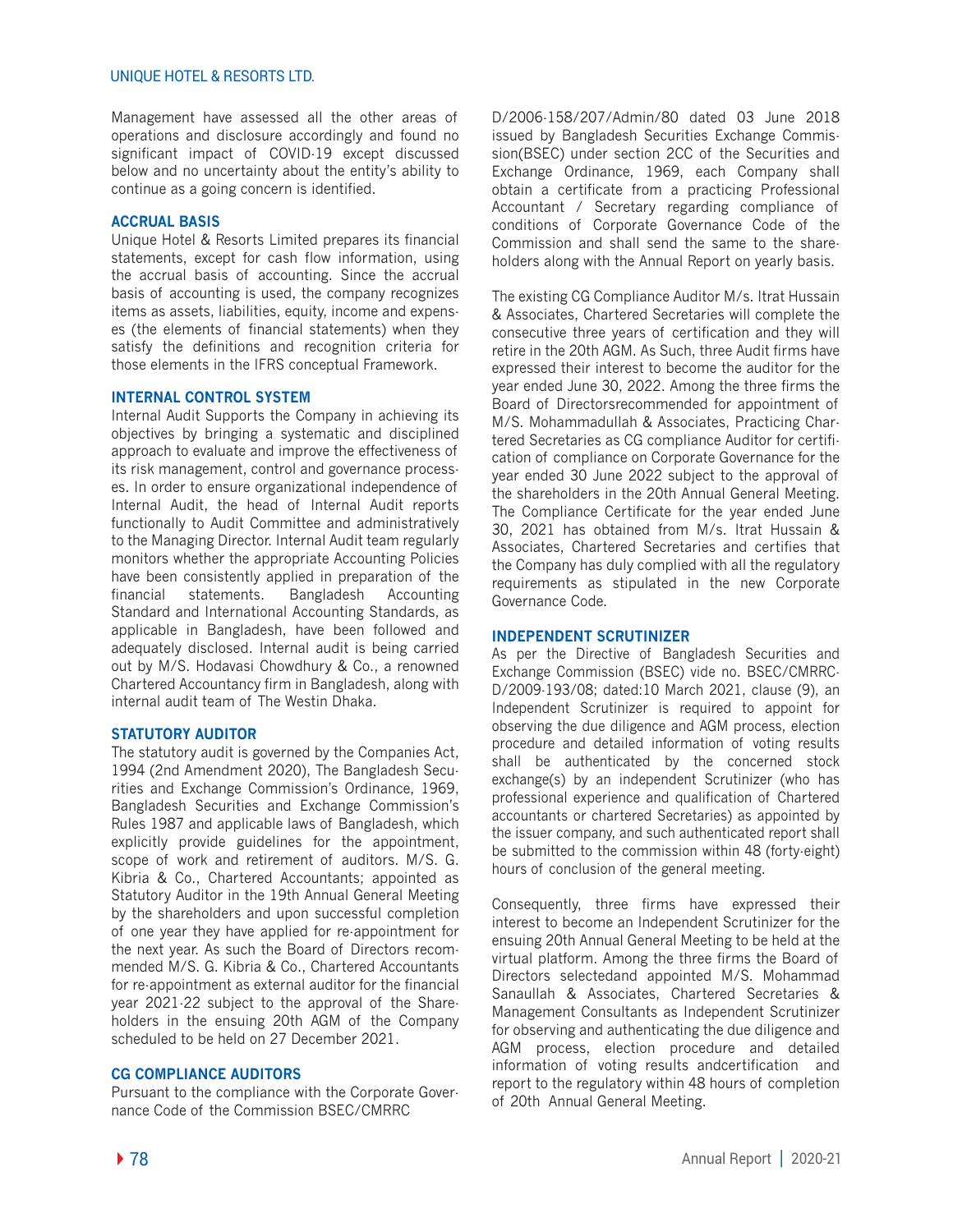Management have assessed all the other areas of operations and disclosure accordingly and found no significant impact of COVID-19 except discussed below and no uncertainty about the entity's ability to continue as a going concern is identified.

### ACCRUAL BASIS

Unique Hotel & Resorts Limited prepares its financial statements, except for cash flow information, using the accrual basis of accounting. Since the accrual basis of accounting is used, the company recognizes items as assets, liabilities, equity, income and expenses (the elements of financial statements) when they satisfy the definitions and recognition criteria for those elements in the IFRS conceptual Framework.

### INTERNAL CONTROL SYSTEM

Internal Audit Supports the Company in achieving its objectives by bringing a systematic and disciplined approach to evaluate and improve the effectiveness of its risk management, control and governance processes. In order to ensure organizational independence of Internal Audit, the head of Internal Audit reports functionally to Audit Committee and administratively to the Managing Director. Internal Audit team regularly monitors whether the appropriate Accounting Policies have been consistently applied in preparation of the financial statements. Bangladesh Accounting Standard and International Accounting Standards, as applicable in Bangladesh, have been followed and adequately disclosed. Internal audit is being carried out by M/S. Hodavasi Chowdhury & Co., a renowned Chartered Accountancy firm in Bangladesh, along with internal audit team of The Westin Dhaka.

### STATUTORY AUDITOR

The statutory audit is governed by the Companies Act, 1994 (2nd Amendment 2020), The Bangladesh Securities and Exchange Commission's Ordinance, 1969, Bangladesh Securities and Exchange Commission's Rules 1987 and applicable laws of Bangladesh, which explicitly provide guidelines for the appointment, scope of work and retirement of auditors. M/S. G. Kibria & Co., Chartered Accountants; appointed as Statutory Auditor in the 19th Annual General Meeting by the shareholders and upon successful completion of one year they have applied for re-appointment for the next year. As such the Board of Directors recommended M/S. G. Kibria & Co., Chartered Accountants for re-appointment as external auditor for the financial year 2021-22 subject to the approval of the Shareholders in the ensuing 20th AGM of the Company scheduled to be held on 27 December 2021.

### CG COMPLIANCE AUDITORS

Pursuant to the compliance with the Corporate Governance Code of the Commission BSEC/CMRRC D/2006-158/207/Admin/80 dated 03 June 2018 issued by Bangladesh Securities Exchange Commission(BSEC) under section 2CC of the Securities and Exchange Ordinance, 1969, each Company shall obtain a certificate from a practicing Professional Accountant / Secretary regarding compliance of conditions of Corporate Governance Code of the Commission and shall send the same to the shareholders along with the Annual Report on yearly basis.

The existing CG Compliance Auditor M/s. Itrat Hussain & Associates, Chartered Secretaries will complete the consecutive three years of certification and they will retire in the 20th AGM. As Such, three Audit firms have expressed their interest to become the auditor for the year ended June 30, 2022. Among the three firms the Board of Directorsrecommended for appointment of M/S. Mohammadullah & Associates, Practicing Chartered Secretaries as CG compliance Auditor for certification of compliance on Corporate Governance for the year ended 30 June 2022 subject to the approval of the shareholders in the 20th Annual General Meeting. The Compliance Certificate for the year ended June 30, 2021 has obtained from M/s. Itrat Hussain & Associates, Chartered Secretaries and certifies that the Company has duly complied with all the regulatory requirements as stipulated in the new Corporate Governance Code.

### INDEPENDENT SCRUTINIZER

As per the Directive of Bangladesh Securities and Exchange Commission (BSEC) vide no. BSEC/CMRRC-D/2009-193/08; dated:10 March 2021, clause (9), an Independent Scrutinizer is required to appoint for observing the due diligence and AGM process, election procedure and detailed information of voting results shall be authenticated by the concerned stock exchange(s) by an independent Scrutinizer (who has professional experience and qualification of Chartered accountants or chartered Secretaries) as appointed by the issuer company, and such authenticated report shall be submitted to the commission within 48 (forty-eight) hours of conclusion of the general meeting.

Consequently, three firms have expressed their interest to become an Independent Scrutinizer for the ensuing 20th Annual General Meeting to be held at the virtual platform. Among the three firms the Board of Directors selectedand appointed M/S. Mohammad Sanaullah & Associates, Chartered Secretaries & Management Consultants as Independent Scrutinizer for observing and authenticating the due diligence and AGM process, election procedure and detailed information of voting results andcertification and report to the regulatory within 48 hours of completion of 20th Annual General Meeting.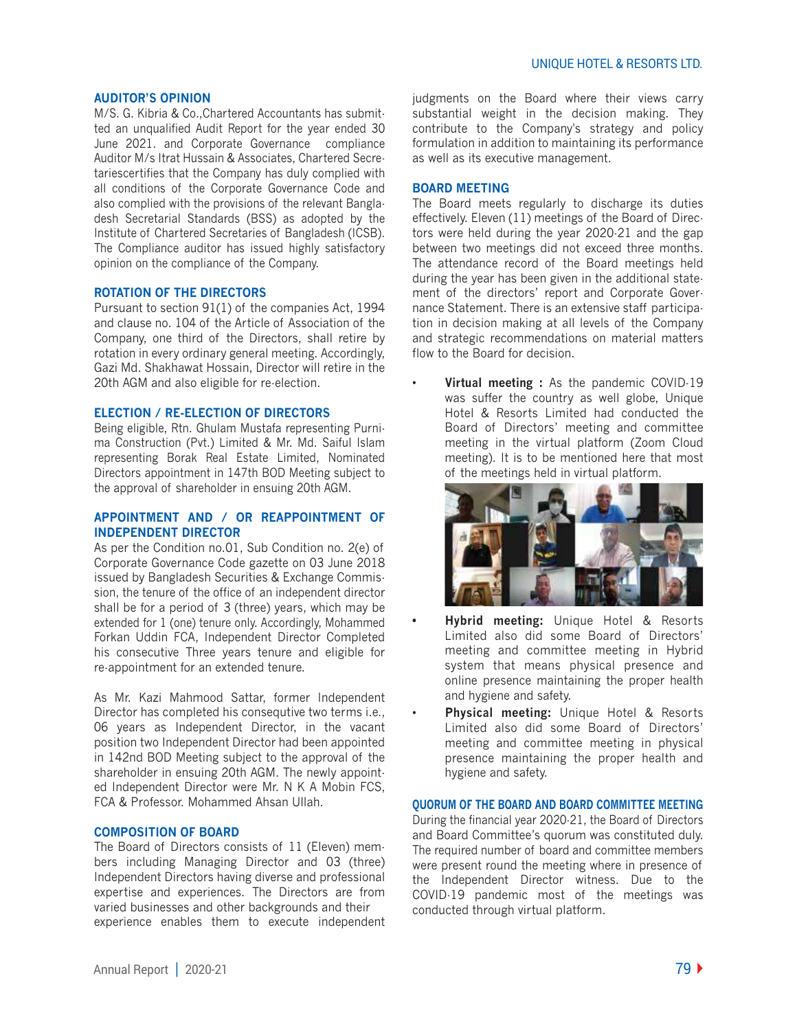## AUDITOR'S OPINION

M/S. G. Kibria & Co.,Chartered Accountants has submitted an unqualified Audit Report for the year ended 30 June 2021. and Corporate Governance compliance Auditor M/s Itrat Hussain & Associates, Chartered Secretariescertifies that the Company has duly complied with all conditions of the Corporate Governance Code and also complied with the provisions of the relevant Bangladesh Secretarial Standards (BSS) as adopted by the Institute of Chartered Secretaries of Bangladesh (ICSB). The Compliance auditor has issued highly satisfactory opinion on the compliance of the Company.

## ROTATION OF THE DIRECTORS

Pursuant to section 91(1) of the companies Act, 1994 and clause no. 104 of the Article of Association of the Company, one third of the Directors, shall retire by rotation in every ordinary general meeting. Accordingly, Gazi Md. Shakhawat Hossain, Director will retire in the 20th AGM and also eligible for re-election.

## ELECTION / RE-ELECTION OF DIRECTORS

Being eligible, Rtn. Ghulam Mustafa representing Purnima Construction (Pvt.) Limited & Mr. Md. Saiful Islam representing Borak Real Estate Limited, Nominated Directors appointment in 147th BOD Meeting subject to the approval of shareholder in ensuing 20th AGM.

## APPOINTMENT AND / OR REAPPOINTMENT OF INDEPENDENT DIRECTOR

As per the Condition no.01, Sub Condition no. 2(e) of Corporate Governance Code gazette on 03 June 2018 issued by Bangladesh Securities & Exchange Commission, the tenure of the office of an independent director shall be for a period of 3 (three) years, which may be extended for 1 (one) tenure only. Accordingly, Mohammed Forkan Uddin FCA, Independent Director Completed his consecutive Three years tenure and eligible for re-appointment for an extended tenure.

As Mr. Kazi Mahmood Sattar, former Independent Director has completed his consequtive two terms i.e., 06 years as Independent Director, in the vacant position two Independent Director had been appointed in 142nd BOD Meeting subject to the approval of the shareholder in ensuing 20th AGM. The newly appointed Independent Director were Mr. N K A Mobin FCS, FCA & Professor. Mohammed Ahsan Ullah.

## COMPOSITION OF BOARD

The Board of Directors consists of 11 (Eleven) members including Managing Director and 03 (three) Independent Directors having diverse and professional expertise and experiences. The Directors are from varied businesses and other backgrounds and their experience enables them to execute independent judgments on the Board where their views carry substantial weight in the decision making. They contribute to the Company's strategy and policy formulation in addition to maintaining its performance as well as its executive management.

## BOARD MEETING

The Board meets regularly to discharge its duties effectively. Eleven (11) meetings of the Board of Directors were held during the year 2020-21 and the gap between two meetings did not exceed three months. The attendance record of the Board meetings held during the year has been given in the additional statement of the directors' report and Corporate Governance Statement. There is an extensive staff participation in decision making at all levels of the Company and strategic recommendations on material matters flow to the Board for decision.

- **Virtual meeting :** As the pandemic COVID-19 was suffer the country as well globe, Unique Hotel & Resorts Limited had conducted the Board of Directors' meeting and committe meeting in the virtual platform (Zoom Cloud meeting). It is to be mentioned here that most of the meetings held in virtual platform.
- **Hybrid meeting:** Unique Hotel & Resorts Limited also did some Board of Directors' meeting and committee meeting in Hybrid system that means physical presence and online presence maintaining the proper health and hygiene and safety.
- **Physical meeting:** Unique Hotel & Resorts Limited also did some Board of Directors' meeting and committee meeting in physical presence maintaining the proper health and hygiene and safety.

## QUORUM OF THE BOARD AND BOARD COMMITTEE MEETING

During the financial year 2020-21, the Board of Directors and Board Committee's quorum was constituted duly. The required number of board and committee members were present round the meeting where in presence of the Independent Director witness. Due to the COVID-19 pandemic most of the meetings was conducted through virtual platform.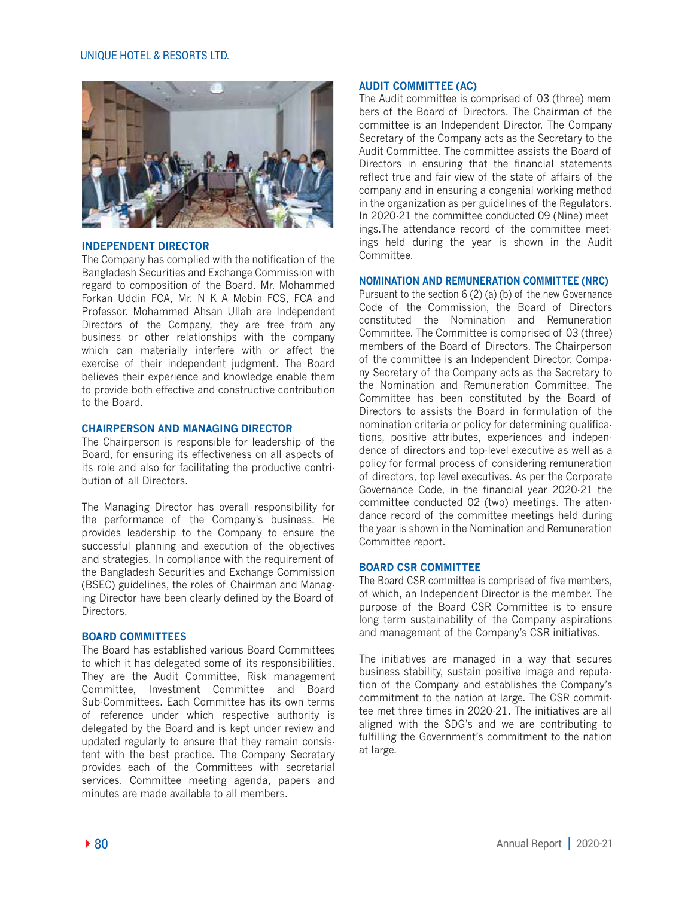## INDEPENDENT DIRECTOR

The Company has complied with the notification of the Bangladesh Securities and Exchange Commission with regard to composition of the Board. Mr. Mohammed Forkan Uddin FCA, Mr. N K A Mobin FCS, FCA and Professor. Mohammed Ahsan Ullah are Independent Directors of the Company, they are free from any business or other relationships with the company which can materially interfere with or affect the exercise of their independent judgment. The Board believes their experience and knowledge enable them to provide both effective and constructive contribution to the Board.

## CHAIRPERSON AND MANAGING DIRECTOR

The Chairperson is responsible for leadership of the Board, for ensuring its effectiveness on all aspects of its role and also for facilitating the productive contribution of all Directors.

The Managing Director has overall responsibility for the performance of the Company's business. He provides leadership to the Company to ensure the successful planning and execution of the objectives and strategies. In compliance with the requirement of the Bangladesh Securities and Exchange Commission (BSEC) guidelines, the roles of Chairman and Managing Director have been clearly defined by the Board of Directors.

## BOARD COMMITTEES

The Board has established various Board Committees to which it has delegated some of its responsibilities. They are the Audit Committee, Risk management Committee, Investment Committee and Board Sub-Committees. Each Committee has its own terms of reference under which respective authority is delegated by the Board and is kept under review and updated regularly to ensure that they remain consistent with the best practice. The Company Secretary provides each of the Committees with secretarial services. Committee meeting agenda, papers and minutes are made available to all members.

## AUDIT COMMITTEE (AC)

The Audit committee is comprised of 03 (three) members of the Board of Directors. The Chairman of the committee is an Independent Director. The Company Secretary of the Company acts as the Secretary to the Audit Committee. The committee assists the Board of Directors in ensuring that the financial statements reflect true and fair view of the state of affairs of the company and in ensuring a congenial working method in the organization as per guidelines of the Regulators. In 2020-21 the committee conducted 09 (Nine) meetings.The attendance record of the committee meetings held during the year is shown in the Audit Committee.

## NOMINATION AND REMUNERATION COMMITTEE (NRC)

Pursuant to the section 6 (2) (a) (b) of the new Governance Code of the Commission, the Board of Directors constituted the Nomination and Remuneration Committee. The Committee is comprised of 03 (three) members of the Board of Directors. The Chairperson of the committee is an Independent Director. Company Secretary of the Company acts as the Secretary to the Nomination and Remuneration Committee. The Committee has been constituted by the Board of Directors to assists the Board in formulation of the nomination criteria or policy for determining qualifications, positive attributes, experiences and independence of directors and top-level executive as well as a policy for formal process of considering remuneration of directors, top level executives. As per the Corporate Governance Code, in the financial year 2020-21 the committee conducted 02 (two) meetings. The attendance record of the committee meetings held during the year is shown in the Nomination and Remuneration Committee report.

## BOARD CSR COMMITTEE

The Board CSR committee is comprised of five members, of which, an Independent Director is the member. The purpose of the Board CSR Committee is to ensure long term sustainability of the Company aspirations and management of the Company's CSR initiatives.

The initiatives are managed in a way that secures business stability, sustain positive image and reputation of the Company and establishes the Company's commitment to the nation at large. The CSR committee met three times in 2020-21. The initiatives are all aligned with the SDG's and we are contributing to fulfilling the Government's commitment to the nation at large.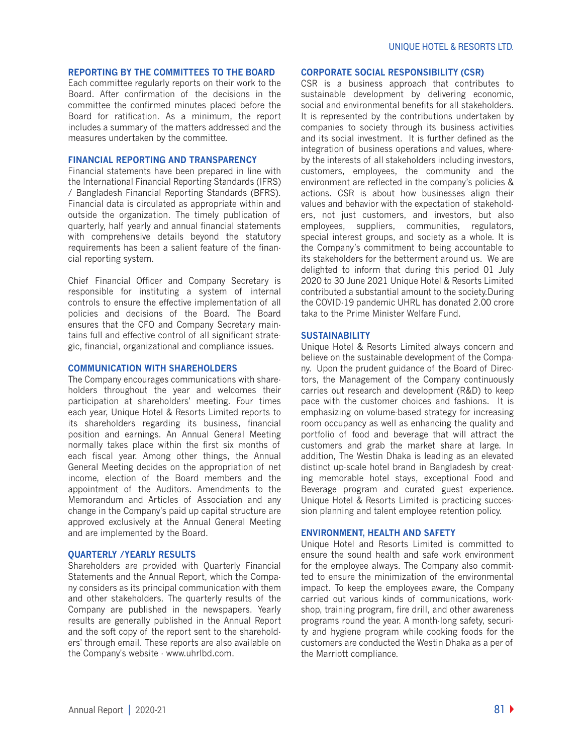## REPORTING BY THE COMMITTEES TO THE BOARD

Each committee regularly reports on their work to the Board. After confirmation of the decisions in the committee the confirmed minutes placed before the Board for ratification. As a minimum, the report includes a summary of the matters addressed and the measures undertaken by the committee.

## FINANCIAL REPORTING AND TRANSPARENCY

Financial statements have been prepared in line with the International Financial Reporting Standards (IFRS) / Bangladesh Financial Reporting Standards (BFRS). Financial data is circulated as appropriate within and outside the organization. The timely publication of quarterly, half yearly and annual financial statements with comprehensive details beyond the statutory requirements has been a salient feature of the financial reporting system.

Chief Financial Officer and Company Secretary is responsible for instituting a system of internal controls to ensure the effective implementation of all policies and decisions of the Board. The Board ensures that the CFO and Company Secretary maintains full and effective control of all significant strategic, financial, organizational and compliance issues.

## COMMUNICATION WITH SHAREHOLDERS

The Company encourages communications with shareholders throughout the year and welcomes their participation at shareholders' meeting. Four times each year, Unique Hotel & Resorts Limited reports to its shareholders regarding its business, financial position and earnings. An Annual General Meeting normally takes place within the first six months of each fiscal year. Among other things, the Annual General Meeting decides on the appropriation of net income, election of the Board members and the appointment of the Auditors. Amendments to the Memorandum and Articles of Association and any change in the Company's paid up capital structure are approved exclusively at the Annual General Meeting and are implemented by the Board.

## QUARTERLY /YEARLY RESULTS

Shareholders are provided with Quarterly Financial Statements and the Annual Report, which the Company considers as its principal communication with them and other stakeholders. The quarterly results of the Company are published in the newspapers. Yearly results are generally published in the Annual Report and the soft copy of the report sent to the shareholders' through email. These reports are also available on the Company's website - www.uhrlbd.com.

## CORPORATE SOCIAL RESPONSIBILITY (CSR)

CSR is a business approach that contributes to sustainable development by delivering economic, social and environmental benefits for all stakeholders. It is represented by the contributions undertaken by companies to society through its business activities and its social investment. It is further defined as the integration of business operations and values, whereby the interests of all stakeholders including investors, customers, employees, the community and the environment are reflected in the company's policies & actions. CSR is about how businesses align their values and behavior with the expectation of stakeholders, not just customers, and investors, but also employees, suppliers, communities, regulators, special interest groups, and society as a whole. It is the Company's commitment to being accountable to its stakeholders for the betterment around us. We are delighted to inform that during this period 01 July 2020 to 30 June 2021 Unique Hotel & Resorts Limited contributed a substantial amount to the society.During the COVID-19 pandemic UHRL has donated 2.00 crore taka to the Prime Minister Welfare Fund.

## SUSTAINABILITY

Unique Hotel & Resorts Limited always concern and believe on the sustainable development of the Company. Upon the prudent guidance of the Board of Directors, the Management of the Company continuously carries out research and development (R&D) to keep pace with the customer choices and fashions. It is emphasizing on volume-based strategy for increasing room occupancy as well as enhancing the quality and portfolio of food and beverage that will attract the customers and grab the market share at large. In addition, The Westin Dhaka is leading as an elevated distinct up-scale hotel brand in Bangladesh by creating memorable hotel stays, exceptional Food and Beverage program and curated guest experience. Unique Hotel & Resorts Limited is practicing succession planning and talent employee retention policy.

## ENVIRONMENT, HEALTH AND SAFETY

Unique Hotel and Resorts Limited is committed to ensure the sound health and safe work environment for the employee always. The Company also committed to ensure the minimization of the environmental impact. To keep the employees aware, the Company carried out various kinds of communications, workshop, training program, fire drill, and other awareness programs round the year. A month-long safety, security and hygiene program while cooking foods for the customers are conducted the Westin Dhaka as a per of the Marriott compliance.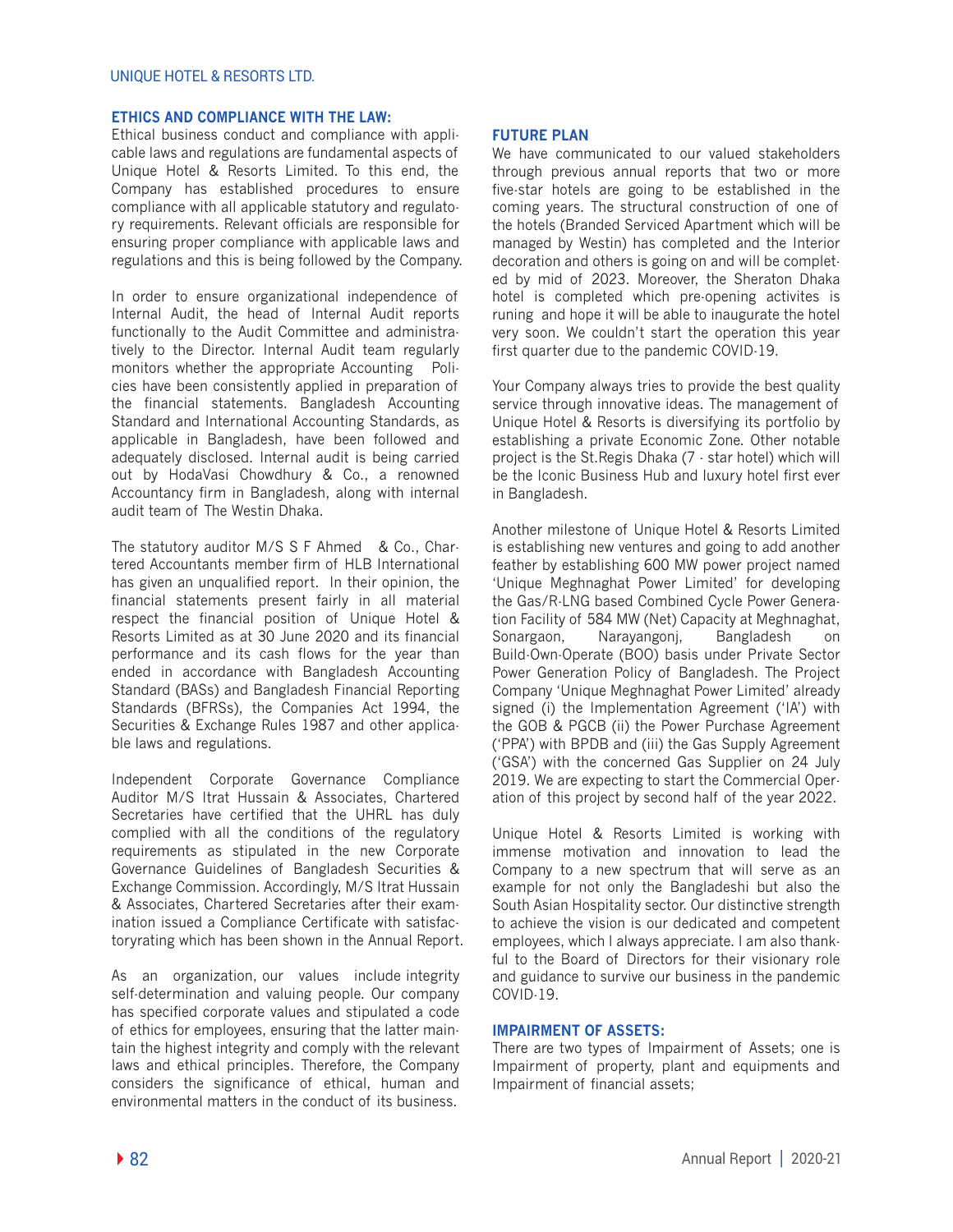## ETHICS AND COMPLIANCE WITH THE LAW:

Ethical business conduct and compliance with applicable laws and regulations are fundamental aspects of Unique Hotel & Resorts Limited. To this end, the Company has established procedures to ensure compliance with all applicable statutory and regulatory requirements. Relevant officials are responsible for ensuring proper compliance with applicable laws and regulations and this is being followed by the Company.

In order to ensure organizational independence of Internal Audit, the head of Internal Audit reports functionally to the Audit Committee and administratively to the Director. Internal Audit team regularly monitors whether the appropriate Accounting Policies have been consistently applied in preparation of the financial statements. Bangladesh Accounting Standard and International Accounting Standards, as applicable in Bangladesh, have been followed and adequately disclosed. Internal audit is being carried out by HodaVasi Chowdhury & Co., a renowned Accountancy firm in Bangladesh, along with internal audit team of The Westin Dhaka.

The statutory auditor M/S S F Ahmed & Co., Chartered Accountants member firm of HLB International has given an unqualified report. In their opinion, the financial statements present fairly in all material respect the financial position of Unique Hotel & Resorts Limited as at 30 June 2020 and its financial performance and its cash flows for the year than ended in accordance with Bangladesh Accounting Standard (BASs) and Bangladesh Financial Reporting Standards (BFRSs), the Companies Act 1994, the Securities & Exchange Rules 1987 and other applicable laws and regulations.

Independent Corporate Governance Compliance Auditor M/S Itrat Hussain & Associates, Chartered Secretaries have certified that the UHRL has duly complied with all the conditions of the regulatory requirements as stipulated in the new Corporate Governance Guidelines of Bangladesh Securities & Exchange Commission. Accordingly, M/S Itrat Hussain & Associates, Chartered Secretaries after their examination issued a Compliance Certificate with satisfactoryrating which has been shown in the Annual Report.

As an organization, our values include integrity self-determination and valuing people. Our company has specified corporate values and stipulated a code of ethics for employees, ensuring that the latter maintain the highest integrity and comply with the relevant laws and ethical principles. Therefore, the Company considers the significance of ethical, human and environmental matters in the conduct of its business.

## FUTURE PLAN

We have communicated to our valued stakeholders through previous annual reports that two or more five-star hotels are going to be established in the coming years. The structural construction of one of the hotels (Branded Serviced Apartment which will be managed by Westin) has completed and the Interior decoration and others is going on and will be completed by mid of 2023. Moreover, the Sheraton Dhaka hotel is completed which pre-opening activites is runing and hope it will be able to inaugurate the hotel very soon. We couldn't start the operation this year first quarter due to the pandemic COVID-19.

Your Company always tries to provide the best quality service through innovative ideas. The management of Unique Hotel & Resorts is diversifying its portfolio by establishing a private Economic Zone. Other notable project is the St.Regis Dhaka (7 - star hotel) which will be the Iconic Business Hub and luxury hotel first ever in Bangladesh.

Another milestone of Unique Hotel & Resorts Limited is establishing new ventures and going to add another feather by establishing 600 MW power project named 'Unique Meghnaghat Power Limited' for developing the Gas/R-LNG based Combined Cycle Power Generation Facility of 584 MW (Net) Capacity at Meghnaghat, Sonargaon, Narayangonj, Bangladesh on Build-Own-Operate (BOO) basis under Private Sector Power Generation Policy of Bangladesh. The Project Company 'Unique Meghnaghat Power Limited' already signed (i) the Implementation Agreement ('IA') with the GOB & PGCB (ii) the Power Purchase Agreement ('PPA') with BPDB and (iii) the Gas Supply Agreement ('GSA') with the concerned Gas Supplier on 24 July 2019. We are expecting to start the Commercial Operation of this project by second half of the year 2022.

Unique Hotel & Resorts Limited is working with immense motivation and innovation to lead the Company to a new spectrum that will serve as an example for not only the Bangladeshi but also the South Asian Hospitality sector. Our distinctive strength to achieve the vision is our dedicated and competent employees, which I always appreciate. I am also thankful to the Board of Directors for their visionary role and guidance to survive our business in the pandemic COVID-19.

## IMPAIRMENT OF ASSETS:

There are two types of Impairment of Assets; one is Impairment of property, plant and equipments and Impairment of financial assets;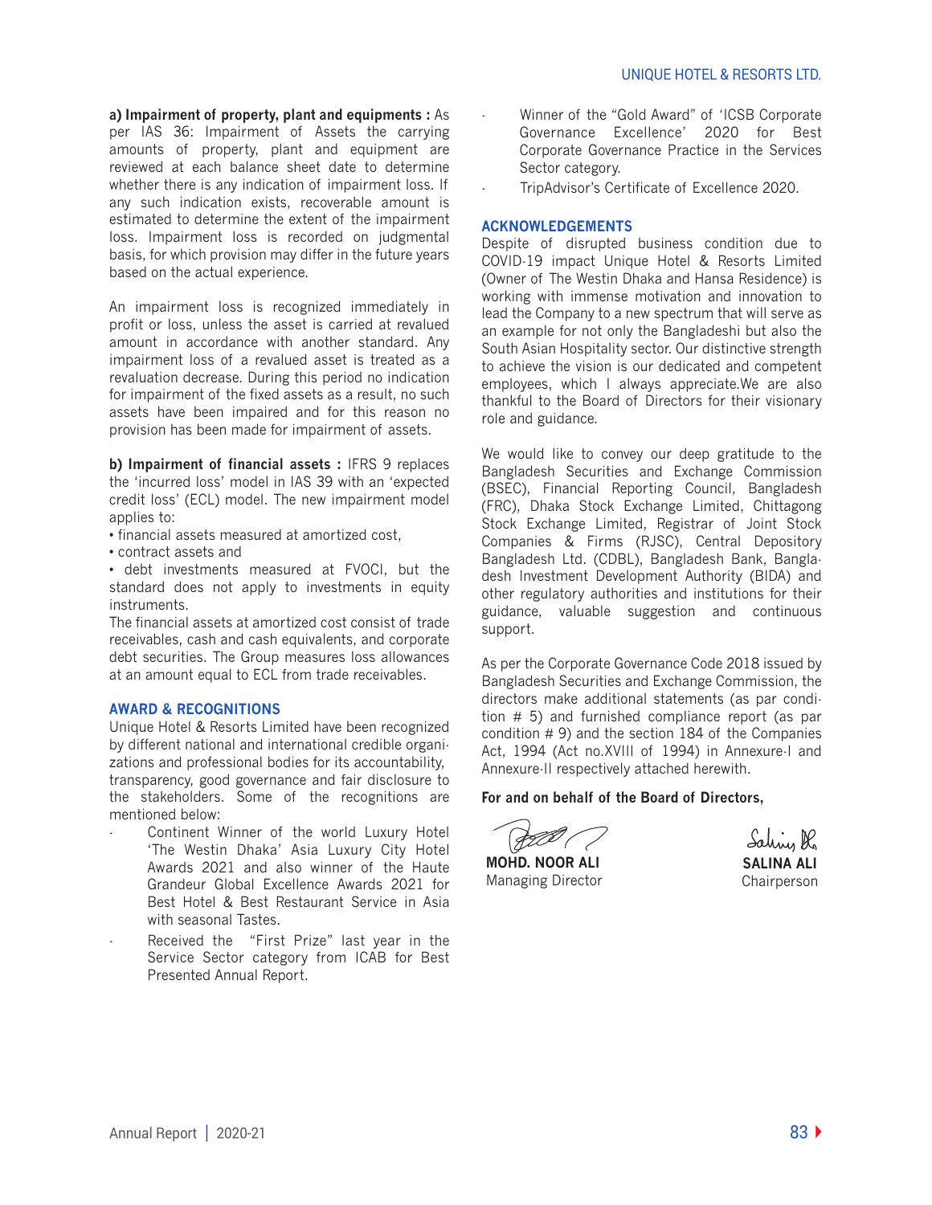**a) Impairment of property, plant and equipments :** As per IAS 36: Impairment of Assets the carrying amounts of property, plant and equipment are reviewed at each balance sheet date to determine whether there is any indication of impairment loss. If any such indication exists, recoverable amount is estimated to determine the extent of the impairment loss. Impairment loss is recorded on judgmental basis, for which provision may differ in the future years based on the actual experience.

An impairment loss is recognized immediately in profit or loss, unless the asset is carried at revalued amount in accordance with another standard. Any impairment loss of a revalued asset is treated as a revaluation decrease. During this period no indication for impairment of the fixed assets as a result, no such assets have been impaired and for this reason no provision has been made for impairment of assets.

**b) Impairment of financial assets :** IFRS 9 replaces the 'incurred loss' model in IAS 39 with an 'expected credit loss' (ECL) model. The new impairment model applies to:

- financial assets measured at amortized cost,
- contract assets and
- debt investments measured at FVOCI, but the standard does not apply to investments in equity instruments.

The financial assets at amortized cost consist of trade receivables, cash and cash equivalents, and corporate debt securities. The Group measures loss allowances at an amount equal to ECL from trade receivables.

## AWARD & RECOGNITIONS

Unique Hotel & Resorts Limited have been recognized by different national and international credible organizations and professional bodies for its accountability, transparency, good governance and fair disclosure to the stakeholders. Some of the recognitions are mentioned below:

- Continent Winner of the world Luxury Hotel 'The Westin Dhaka' Asia Luxury City Hotel Awards 2021 and also winner of the Haute Grandeur Global Excellence Awards 2021 for Best Hotel & Best Restaurant Service in Asia with seasonal Tastes.
- Received the "First Prize" last year in the Service Sector category from ICAB for Best Presented Annual Report.
- Winner of the "Gold Award" of 'ICSB Corporate Governance Excellence' 2020 for Best Corporate Governance Practice in the Services Sector category.
- TripAdvisor's Certificate of Excellence 2020.

## ACKNOWLEDGEMENTS

Despite of disrupted business condition due to COVID-19 impact Unique Hotel & Resorts Limited (Owner of The Westin Dhaka and Hansa Residence) is working with immense motivation and innovation to lead the Company to a new spectrum that will serve as an example for not only the Bangladeshi but also the South Asian Hospitality sector. Our distinctive strength to achieve the vision is our dedicated and competent employees, which I always appreciate.We are also thankful to the Board of Directors for their visionary role and guidance.

We would like to convey our deep gratitude to the Bangladesh Securities and Exchange Commission (BSEC), Financial Reporting Council, Bangladesh (FRC), Dhaka Stock Exchange Limited, Chittagong Stock Exchange Limited, Registrar of Joint Stock Companies & Firms (RJSC), Central Depository Bangladesh Ltd. (CDBL), Bangladesh Bank, Bangladesh Investment Development Authority (BIDA) and other regulatory authorities and institutions for their guidance, valuable suggestion and continuous support.

As per the Corporate Governance Code 2018 issued by Bangladesh Securities and Exchange Commission, the directors make additional statements (as par condition # 5) and furnished compliance report (as par condition # 9) and the section 184 of the Companies Act, 1994 (Act no.XVIII of 1994) in Annexure-I and Annexure-II respectively attached herewith.

**For and on behalf of the Board of Directors,**

**MOHD. NOOR ALI**
Managing Director

**SALINA ALI**
Chairperson